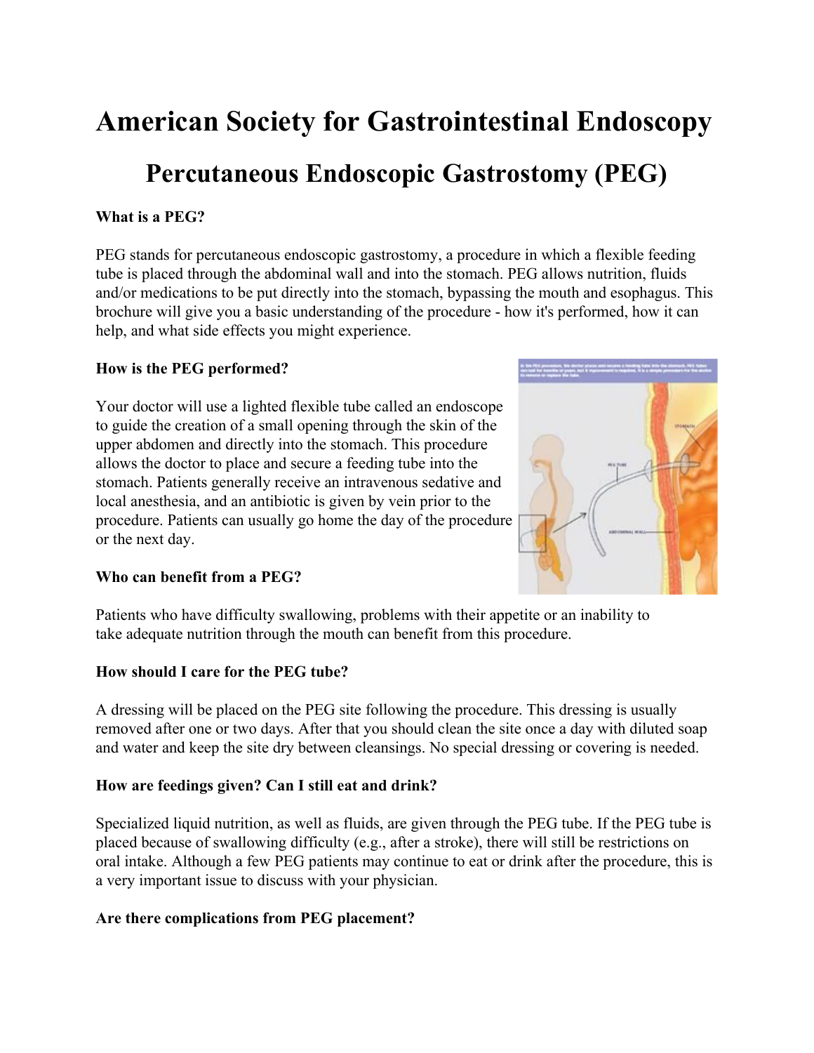# American Society for Gastrointestinal Endoscopy

## Percutaneous Endoscopic Gastrostomy (PEG)

**What is a PEG?**

PEG stands for percutaneous endoscopic gastrostomy, a procedure in which a flexible feeding tube is placed through the abdominal wall and into the stomach. PEG allows nutrition, fluids and/or medications to be put directly into the stomach, bypassing the mouth and esophagus. This brochure will give you a basic understanding of the procedure - how it's performed, how it can help, and what side effects you might experience.

**How is the PEG performed?**

Your doctor will use a lighted flexible tube called an endoscope to guide the creation of a small opening through the skin of the upper abdomen and directly into the stomach. This procedure allows the doctor to place and secure a feeding tube into the stomach. Patients generally receive an intravenous sedative and local anesthesia, and an antibiotic is given by vein prior to the procedure. Patients can usually go home the day of the procedure or the next day.

**Who can benefit from a PEG?**

Patients who have difficulty swallowing, problems with their appetite or an inability to take adequate nutrition through the mouth can benefit from this procedure.

**How should I care for the PEG tube?**

A dressing will be placed on the PEG site following the procedure. This dressing is usually removed after one or two days. After that you should clean the site once a day with diluted soap and water and keep the site dry between cleansings. No special dressing or covering is needed.

**How are feedings given? Can I still eat and drink?**

Specialized liquid nutrition, as well as fluids, are given through the PEG tube. If the PEG tube is placed because of swallowing difficulty (e.g., after a stroke), there will still be restrictions on oral intake. Although a few PEG patients may continue to eat or drink after the procedure, this is a very important issue to discuss with your physician.

**Are there complications from PEG placement?**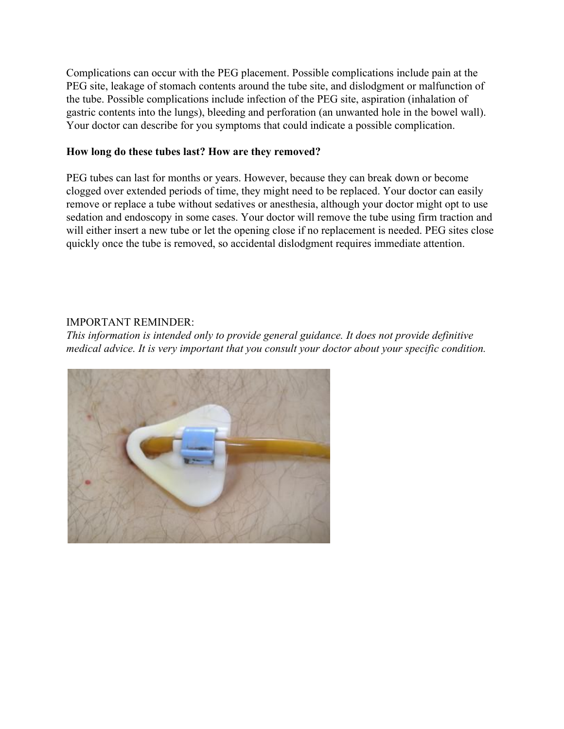Complications can occur with the PEG placement. Possible complications include pain at the PEG site, leakage of stomach contents around the tube site, and dislodgment or malfunction of the tube. Possible complications include infection of the PEG site, aspiration (inhalation of gastric contents into the lungs), bleeding and perforation (an unwanted hole in the bowel wall). Your doctor can describe for you symptoms that could indicate a possible complication.

**How long do these tubes last? How are they removed?**

PEG tubes can last for months or years. However, because they can break down or become clogged over extended periods of time, they might need to be replaced. Your doctor can easily remove or replace a tube without sedatives or anesthesia, although your doctor might opt to use sedation and endoscopy in some cases. Your doctor will remove the tube using firm traction and will either insert a new tube or let the opening close if no replacement is needed. PEG sites close quickly once the tube is removed, so accidental dislodgment requires immediate attention.

IMPORTANT REMINDER:
*This information is intended only to provide general guidance. It does not provide definitive medical advice. It is very important that you consult your doctor about your specific condition.*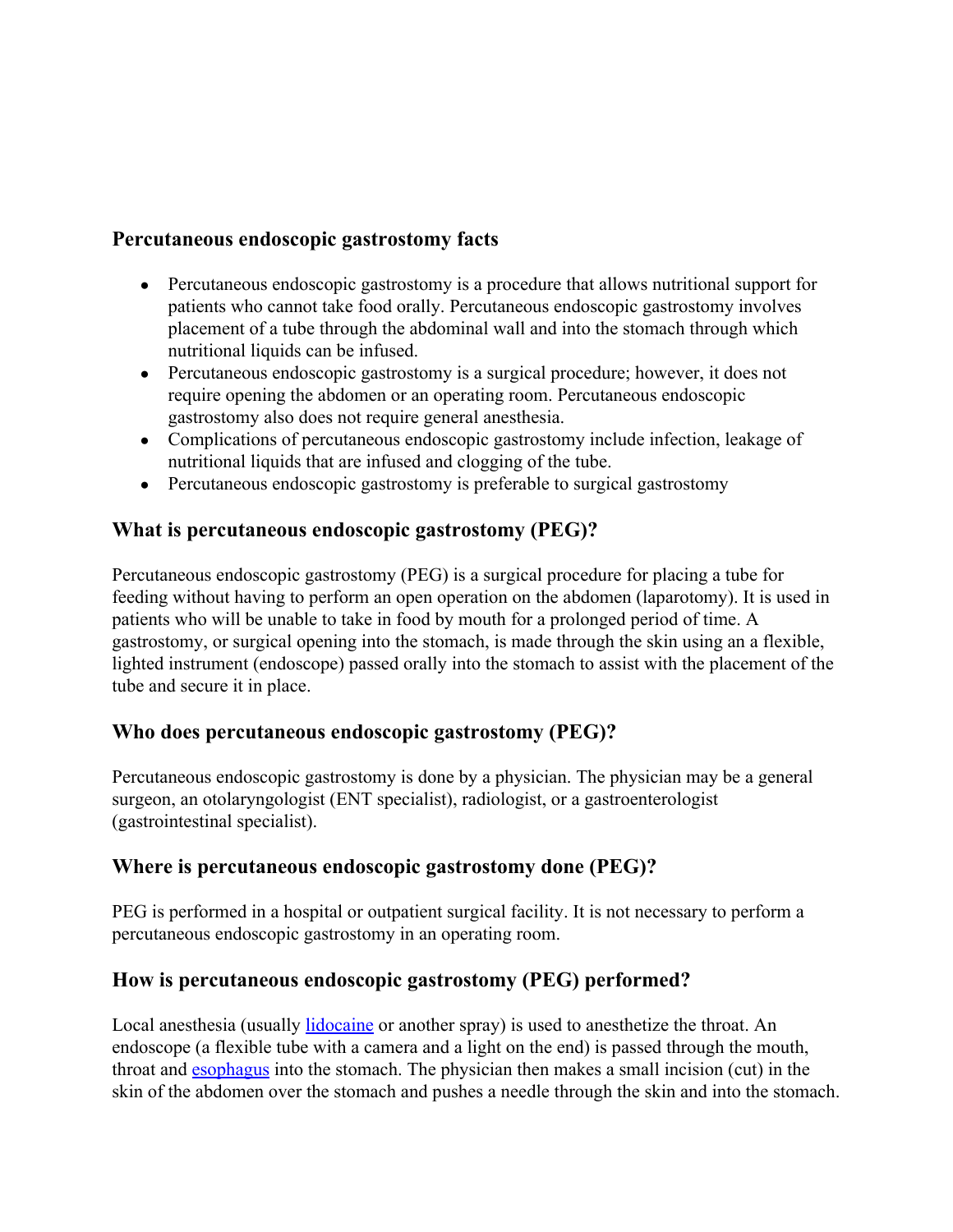## Percutaneous endoscopic gastrostomy facts

- Percutaneous endoscopic gastrostomy is a procedure that allows nutritional support for patients who cannot take food orally. Percutaneous endoscopic gastrostomy involves placement of a tube through the abdominal wall and into the stomach through which nutritional liquids can be infused.
- Percutaneous endoscopic gastrostomy is a surgical procedure; however, it does not require opening the abdomen or an operating room. Percutaneous endoscopic gastrostomy also does not require general anesthesia.
- Complications of percutaneous endoscopic gastrostomy include infection, leakage of nutritional liquids that are infused and clogging of the tube.
- Percutaneous endoscopic gastrostomy is preferable to surgical gastrostomy

## What is percutaneous endoscopic gastrostomy (PEG)?

Percutaneous endoscopic gastrostomy (PEG) is a surgical procedure for placing a tube for feeding without having to perform an open operation on the abdomen (laparotomy). It is used in patients who will be unable to take in food by mouth for a prolonged period of time. A gastrostomy, or surgical opening into the stomach, is made through the skin using an a flexible, lighted instrument (endoscope) passed orally into the stomach to assist with the placement of the tube and secure it in place.

## Who does percutaneous endoscopic gastrostomy (PEG)?

Percutaneous endoscopic gastrostomy is done by a physician. The physician may be a general surgeon, an otolaryngologist (ENT specialist), radiologist, or a gastroenterologist (gastrointestinal specialist).

## Where is percutaneous endoscopic gastrostomy done (PEG)?

PEG is performed in a hospital or outpatient surgical facility. It is not necessary to perform a percutaneous endoscopic gastrostomy in an operating room.

## How is percutaneous endoscopic gastrostomy (PEG) performed?

Local anesthesia (usually lidocaine or another spray) is used to anesthetize the throat. An endoscope (a flexible tube with a camera and a light on the end) is passed through the mouth, throat and esophagus into the stomach. The physician then makes a small incision (cut) in the skin of the abdomen over the stomach and pushes a needle through the skin and into the stomach.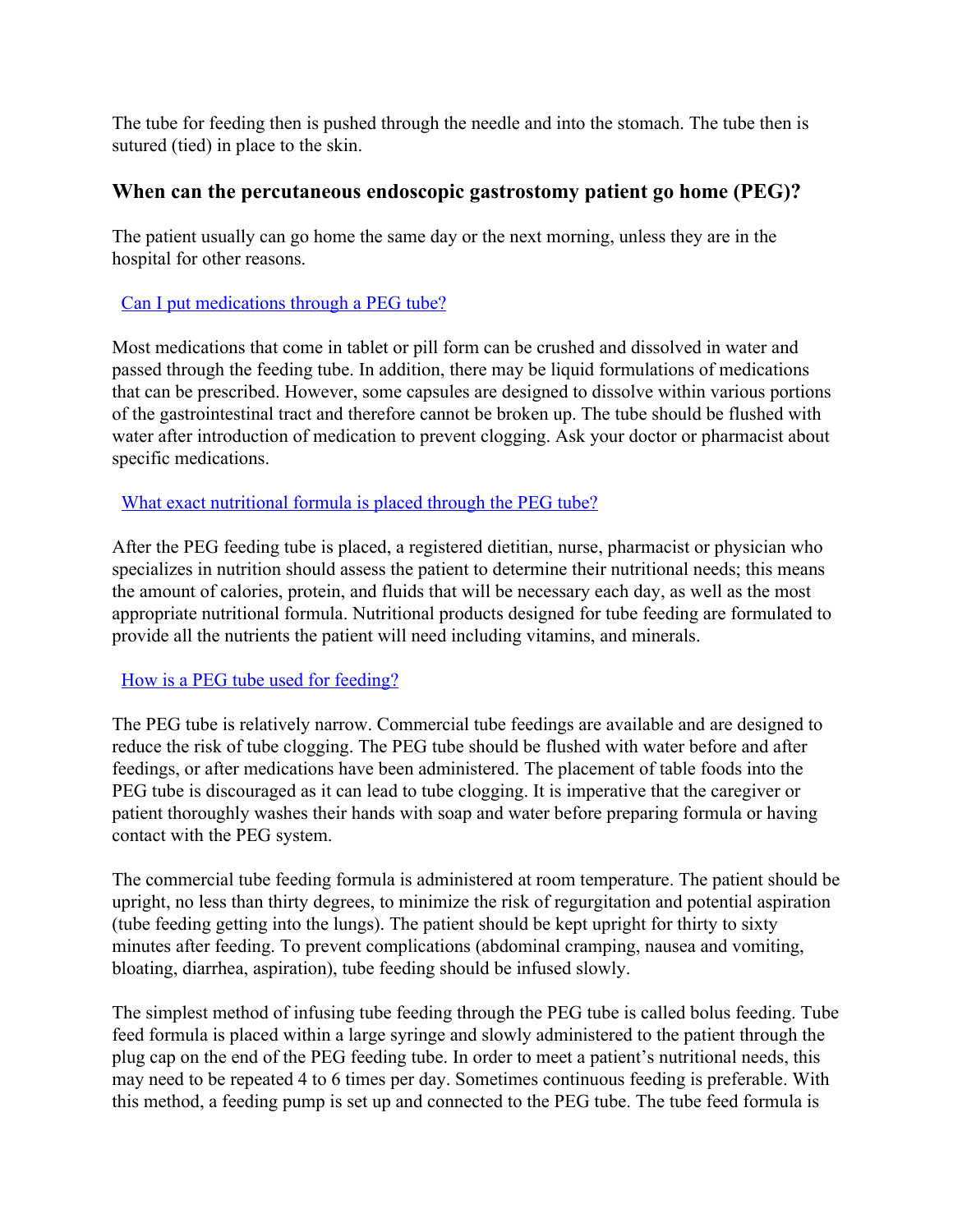The tube for feeding then is pushed through the needle and into the stomach. The tube then is sutured (tied) in place to the skin.

### When can the percutaneous endoscopic gastrostomy patient go home (PEG)?

The patient usually can go home the same day or the next morning, unless they are in the hospital for other reasons.

[Can I put medications through a PEG tube?]

Most medications that come in tablet or pill form can be crushed and dissolved in water and passed through the feeding tube. In addition, there may be liquid formulations of medications that can be prescribed. However, some capsules are designed to dissolve within various portions of the gastrointestinal tract and therefore cannot be broken up. The tube should be flushed with water after introduction of medication to prevent clogging. Ask your doctor or pharmacist about specific medications.

[What exact nutritional formula is placed through the PEG tube?]

After the PEG feeding tube is placed, a registered dietitian, nurse, pharmacist or physician who specializes in nutrition should assess the patient to determine their nutritional needs; this means the amount of calories, protein, and fluids that will be necessary each day, as well as the most appropriate nutritional formula. Nutritional products designed for tube feeding are formulated to provide all the nutrients the patient will need including vitamins, and minerals.

[How is a PEG tube used for feeding?]

The PEG tube is relatively narrow. Commercial tube feedings are available and are designed to reduce the risk of tube clogging. The PEG tube should be flushed with water before and after feedings, or after medications have been administered. The placement of table foods into the PEG tube is discouraged as it can lead to tube clogging. It is imperative that the caregiver or patient thoroughly washes their hands with soap and water before preparing formula or having contact with the PEG system.

The commercial tube feeding formula is administered at room temperature. The patient should be upright, no less than thirty degrees, to minimize the risk of regurgitation and potential aspiration (tube feeding getting into the lungs). The patient should be kept upright for thirty to sixty minutes after feeding. To prevent complications (abdominal cramping, nausea and vomiting, bloating, diarrhea, aspiration), tube feeding should be infused slowly.

The simplest method of infusing tube feeding through the PEG tube is called bolus feeding. Tube feed formula is placed within a large syringe and slowly administered to the patient through the plug cap on the end of the PEG feeding tube. In order to meet a patient's nutritional needs, this may need to be repeated 4 to 6 times per day. Sometimes continuous feeding is preferable. With this method, a feeding pump is set up and connected to the PEG tube. The tube feed formula is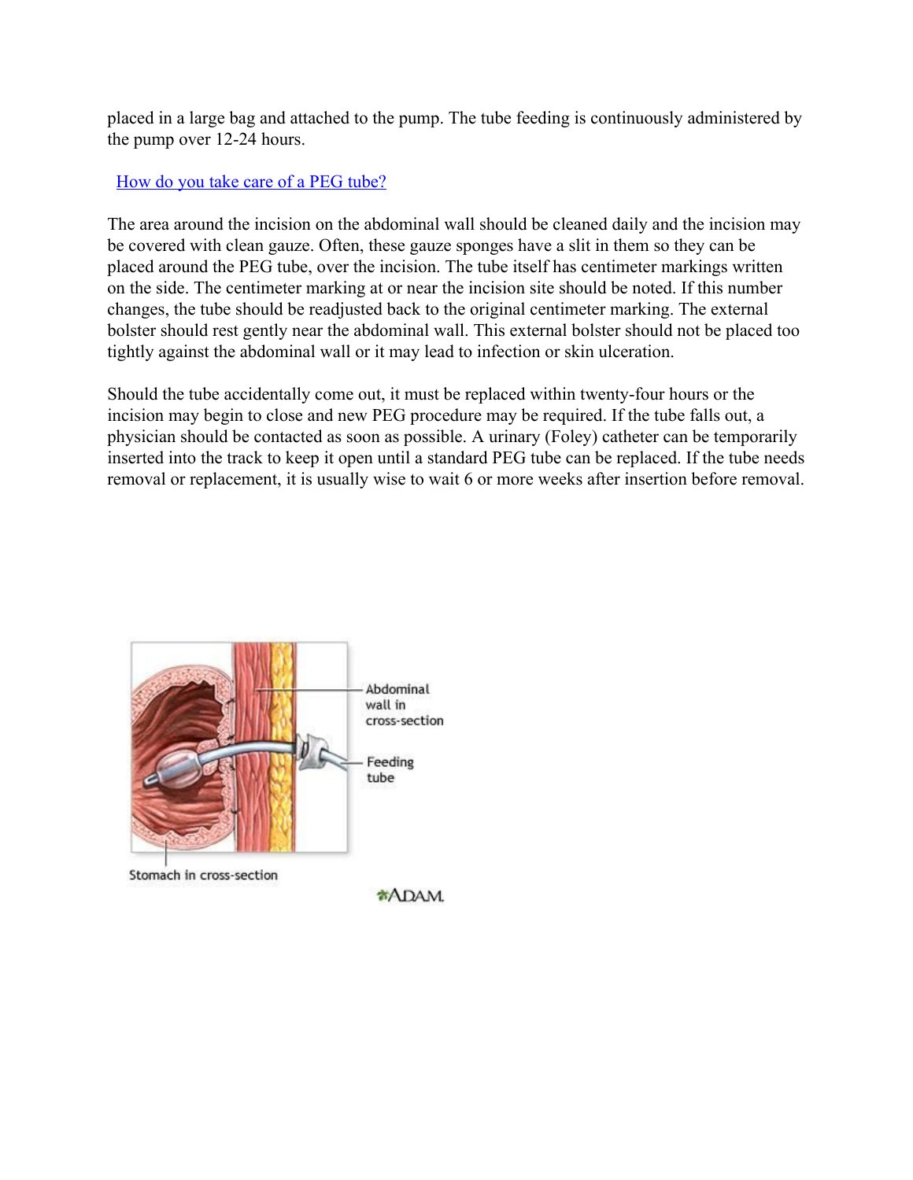placed in a large bag and attached to the pump. The tube feeding is continuously administered by the pump over 12-24 hours.

## How do you take care of a PEG tube?

The area around the incision on the abdominal wall should be cleaned daily and the incision may be covered with clean gauze. Often, these gauze sponges have a slit in them so they can be placed around the PEG tube, over the incision. The tube itself has centimeter markings written on the side. The centimeter marking at or near the incision site should be noted. If this number changes, the tube should be readjusted back to the original centimeter marking. The external bolster should rest gently near the abdominal wall. This external bolster should not be placed too tightly against the abdominal wall or it may lead to infection or skin ulceration.

Should the tube accidentally come out, it must be replaced within twenty-four hours or the incision may begin to close and new PEG procedure may be required. If the tube falls out, a physician should be contacted as soon as possible. A urinary (Foley) catheter can be temporarily inserted into the track to keep it open until a standard PEG tube can be replaced. If the tube needs removal or replacement, it is usually wise to wait 6 or more weeks after insertion before removal.

Abdominal wall in cross-section

Feeding tube

Stomach in cross-section

ADAM.